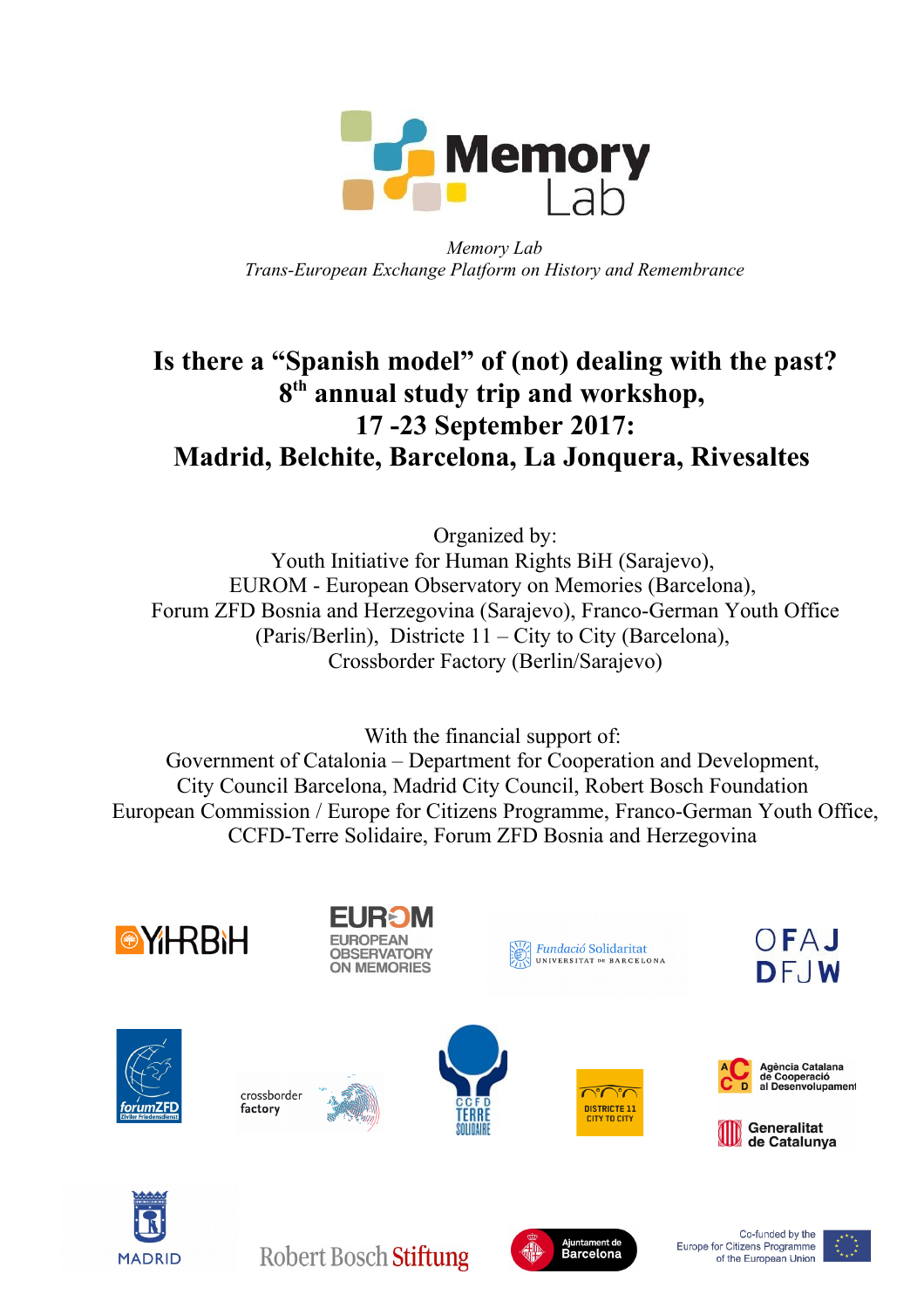*Memory Lab*
*Trans-European Exchange Platform on History and Remembrance*

# Is there a "Spanish model" of (not) dealing with the past?
# 8th annual study trip and workshop,
# 17 -23 September 2017:
# Madrid, Belchite, Barcelona, La Jonquera, Rivesaltes

Organized by:
Youth Initiative for Human Rights BiH (Sarajevo),
EUROM - European Observatory on Memories (Barcelona),
Forum ZFD Bosnia and Herzegovina (Sarajevo), Franco-German Youth Office (Paris/Berlin), Districte 11 – City to City (Barcelona),
Crossborder Factory (Berlin/Sarajevo)

With the financial support of:
Government of Catalonia – Department for Cooperation and Development,
City Council Barcelona, Madrid City Council, Robert Bosch Foundation
European Commission / Europe for Citizens Programme, Franco-German Youth Office,
CCFD-Terre Solidaire, Forum ZFD Bosnia and Herzegovina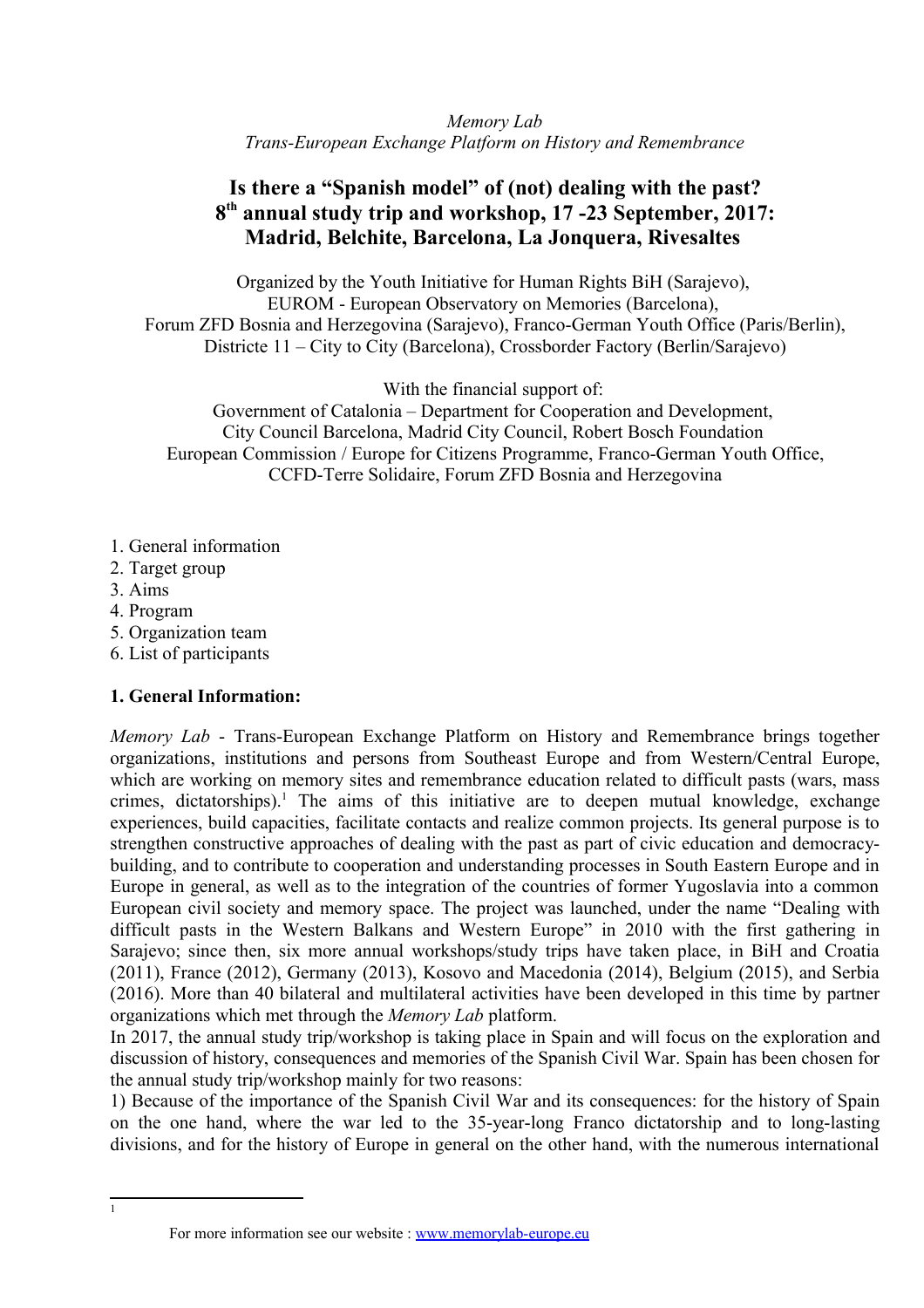*Memory Lab*
*Trans-European Exchange Platform on History and Remembrance*

# Is there a "Spanish model" of (not) dealing with the past? 8th annual study trip and workshop, 17 -23 September, 2017: Madrid, Belchite, Barcelona, La Jonquera, Rivesaltes

Organized by the Youth Initiative for Human Rights BiH (Sarajevo),
EUROM - European Observatory on Memories (Barcelona),
Forum ZFD Bosnia and Herzegovina (Sarajevo), Franco-German Youth Office (Paris/Berlin),
Districte 11 – City to City (Barcelona), Crossborder Factory (Berlin/Sarajevo)

With the financial support of:
Government of Catalonia – Department for Cooperation and Development,
City Council Barcelona, Madrid City Council, Robert Bosch Foundation
European Commission / Europe for Citizens Programme, Franco-German Youth Office,
CCFD-Terre Solidaire, Forum ZFD Bosnia and Herzegovina

1. General information
2. Target group
3. Aims
4. Program
5. Organization team
6. List of participants

## 1. General Information:

*Memory Lab* - Trans-European Exchange Platform on History and Remembrance brings together organizations, institutions and persons from Southeast Europe and from Western/Central Europe, which are working on memory sites and remembrance education related to difficult pasts (wars, mass crimes, dictatorships).[1] The aims of this initiative are to deepen mutual knowledge, exchange experiences, build capacities, facilitate contacts and realize common projects. Its general purpose is to strengthen constructive approaches of dealing with the past as part of civic education and democracy-building, and to contribute to cooperation and understanding processes in South Eastern Europe and in Europe in general, as well as to the integration of the countries of former Yugoslavia into a common European civil society and memory space. The project was launched, under the name "Dealing with difficult pasts in the Western Balkans and Western Europe" in 2010 with the first gathering in Sarajevo; since then, six more annual workshops/study trips have taken place, in BiH and Croatia (2011), France (2012), Germany (2013), Kosovo and Macedonia (2014), Belgium (2015), and Serbia (2016). More than 40 bilateral and multilateral activities have been developed in this time by partner organizations which met through the *Memory Lab* platform.

In 2017, the annual study trip/workshop is taking place in Spain and will focus on the exploration and discussion of history, consequences and memories of the Spanish Civil War. Spain has been chosen for the annual study trip/workshop mainly for two reasons:

1) Because of the importance of the Spanish Civil War and its consequences: for the history of Spain on the one hand, where the war led to the 35-year-long Franco dictatorship and to long-lasting divisions, and for the history of Europe in general on the other hand, with the numerous international

---

[1] For more information see our website : www.memorylab-europe.eu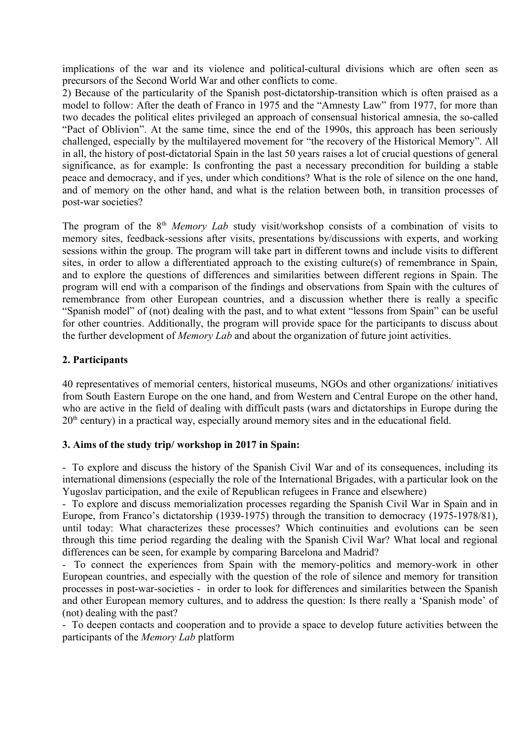implications of the war and its violence and political-cultural divisions which are often seen as precursors of the Second World War and other conflicts to come.

2) Because of the particularity of the Spanish post-dictatorship-transition which is often praised as a model to follow: After the death of Franco in 1975 and the "Amnesty Law" from 1977, for more than two decades the political elites privileged an approach of consensual historical amnesia, the so-called "Pact of Oblivion". At the same time, since the end of the 1990s, this approach has been seriously challenged, especially by the multilayered movement for "the recovery of the Historical Memory". All in all, the history of post-dictatorial Spain in the last 50 years raises a lot of crucial questions of general significance, as for example: Is confronting the past a necessary precondition for building a stable peace and democracy, and if yes, under which conditions? What is the role of silence on the one hand, and of memory on the other hand, and what is the relation between both, in transition processes of post-war societies?

The program of the 8th *Memory Lab* study visit/workshop consists of a combination of visits to memory sites, feedback-sessions after visits, presentations by/discussions with experts, and working sessions within the group. The program will take part in different towns and include visits to different sites, in order to allow a differentiated approach to the existing culture(s) of remembrance in Spain, and to explore the questions of differences and similarities between different regions in Spain. The program will end with a comparison of the findings and observations from Spain with the cultures of remembrance from other European countries, and a discussion whether there is really a specific "Spanish model" of (not) dealing with the past, and to what extent "lessons from Spain" can be useful for other countries. Additionally, the program will provide space for the participants to discuss about the further development of *Memory Lab* and about the organization of future joint activities.

## 2. Participants

40 representatives of memorial centers, historical museums, NGOs and other organizations/ initiatives from South Eastern Europe on the one hand, and from Western and Central Europe on the other hand, who are active in the field of dealing with difficult pasts (wars and dictatorships in Europe during the 20th century) in a practical way, especially around memory sites and in the educational field.

## 3. Aims of the study trip/ workshop in 2017 in Spain:

- To explore and discuss the history of the Spanish Civil War and of its consequences, including its international dimensions (especially the role of the International Brigades, with a particular look on the Yugoslav participation, and the exile of Republican refugees in France and elsewhere)
- To explore and discuss memorialization processes regarding the Spanish Civil War in Spain and in Europe, from Franco's dictatorship (1939-1975) through the transition to democracy (1975-1978/81), until today: What characterizes these processes? Which continuities and evolutions can be seen through this time period regarding the dealing with the Spanish Civil War? What local and regional differences can be seen, for example by comparing Barcelona and Madrid?
- To connect the experiences from Spain with the memory-politics and memory-work in other European countries, and especially with the question of the role of silence and memory for transition processes in post-war-societies - in order to look for differences and similarities between the Spanish and other European memory cultures, and to address the question: Is there really a 'Spanish mode' of (not) dealing with the past?
- To deepen contacts and cooperation and to provide a space to develop future activities between the participants of the *Memory Lab* platform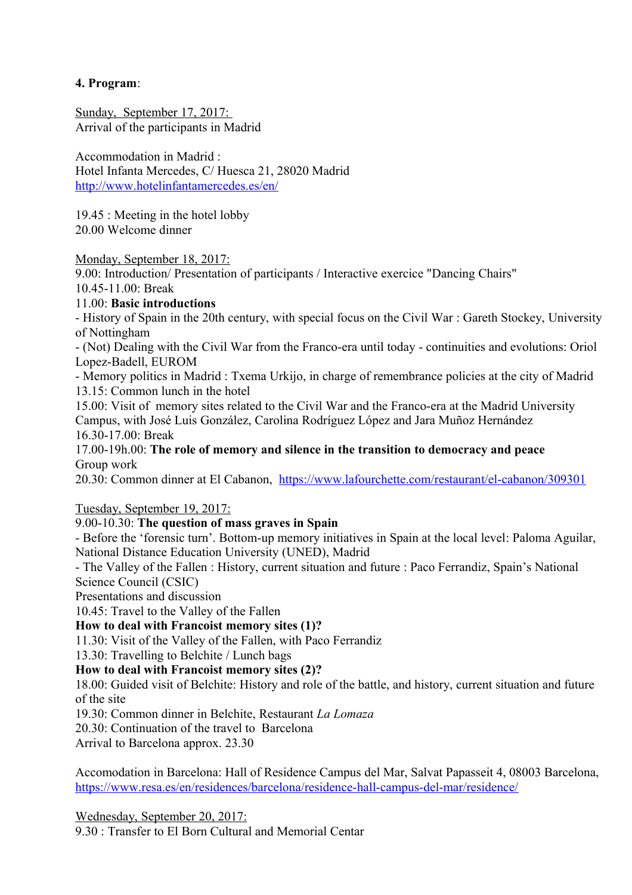**4. Program**:

Sunday, September 17, 2017:
Arrival of the participants in Madrid

Accommodation in Madrid :
Hotel Infanta Mercedes, C/ Huesca 21, 28020 Madrid
http://www.hotelinfantamercedes.es/en/

19.45 : Meeting in the hotel lobby
20.00 Welcome dinner

Monday, September 18, 2017:
9.00: Introduction/ Presentation of participants / Interactive exercice "Dancing Chairs"
10.45-11.00: Break
11.00: **Basic introductions**
- History of Spain in the 20th century, with special focus on the Civil War : Gareth Stockey, University of Nottingham
- (Not) Dealing with the Civil War from the Franco-era until today - continuities and evolutions: Oriol Lopez-Badell, EUROM
- Memory politics in Madrid : Txema Urkijo, in charge of remembrance policies at the city of Madrid

13.15: Common lunch in the hotel
15.00: Visit of memory sites related to the Civil War and the Franco-era at the Madrid University Campus, with José Luis González, Carolina Rodríguez López and Jara Muñoz Hernández
16.30-17.00: Break
17.00-19h.00: **The role of memory and silence in the transition to democracy and peace**
Group work
20.30: Common dinner at El Cabanon, https://www.lafourchette.com/restaurant/el-cabanon/309301

Tuesday, September 19, 2017:
9.00-10.30: **The question of mass graves in Spain**
- Before the 'forensic turn'. Bottom-up memory initiatives in Spain at the local level: Paloma Aguilar, National Distance Education University (UNED), Madrid
- The Valley of the Fallen : History, current situation and future : Paco Ferrandiz, Spain's National Science Council (CSIC)

Presentations and discussion
10.45: Travel to the Valley of the Fallen
**How to deal with Francoist memory sites (1)?**
11.30: Visit of the Valley of the Fallen, with Paco Ferrandiz
13.30: Travelling to Belchite / Lunch bags
**How to deal with Francoist memory sites (2)?**
18.00: Guided visit of Belchite: History and role of the battle, and history, current situation and future of the site
19.30: Common dinner in Belchite, Restaurant *La Lomaza*
20.30: Continuation of the travel to Barcelona
Arrival to Barcelona approx. 23.30

Accomodation in Barcelona: Hall of Residence Campus del Mar, Salvat Papasseit 4, 08003 Barcelona, https://www.resa.es/en/residences/barcelona/residence-hall-campus-del-mar/residence/

Wednesday, September 20, 2017:
9.30 : Transfer to El Born Cultural and Memorial Centar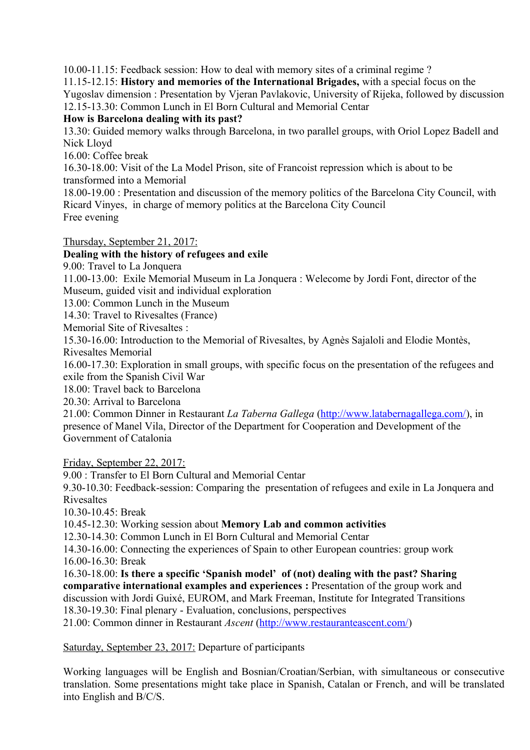10.00-11.15: Feedback session: How to deal with memory sites of a criminal regime ?
11.15-12.15: **History and memories of the International Brigades,** with a special focus on the Yugoslav dimension : Presentation by Vjeran Pavlakovic, University of Rijeka, followed by discussion
12.15-13.30: Common Lunch in El Born Cultural and Memorial Centar
**How is Barcelona dealing with its past?**
13.30: Guided memory walks through Barcelona, in two parallel groups, with Oriol Lopez Badell and Nick Lloyd
16.00: Coffee break
16.30-18.00: Visit of the La Model Prison, site of Francoist repression which is about to be transformed into a Memorial
18.00-19.00 : Presentation and discussion of the memory politics of the Barcelona City Council, with Ricard Vinyes, in charge of memory politics at the Barcelona City Council
Free evening

<u>Thursday, September 21, 2017:</u>
**Dealing with the history of refugees and exile**
9.00: Travel to La Jonquera
11.00-13.00: Exile Memorial Museum in La Jonquera : Welecome by Jordi Font, director of the Museum, guided visit and individual exploration
13.00: Common Lunch in the Museum
14.30: Travel to Rivesaltes (France)
Memorial Site of Rivesaltes :
15.30-16.00: Introduction to the Memorial of Rivesaltes, by Agnès Sajaloli and Elodie Montès, Rivesaltes Memorial
16.00-17.30: Exploration in small groups, with specific focus on the presentation of the refugees and exile from the Spanish Civil War
18.00: Travel back to Barcelona
20.30: Arrival to Barcelona
21.00: Common Dinner in Restaurant *La Taberna Gallega* (http://www.latabernagallega.com/), in presence of Manel Vila, Director of the Department for Cooperation and Development of the Government of Catalonia

<u>Friday, September 22, 2017:</u>
9.00 : Transfer to El Born Cultural and Memorial Centar
9.30-10.30: Feedback-session: Comparing the presentation of refugees and exile in La Jonquera and Rivesaltes
10.30-10.45: Break
10.45-12.30: Working session about **Memory Lab and common activities**
12.30-14.30: Common Lunch in El Born Cultural and Memorial Centar
14.30-16.00: Connecting the experiences of Spain to other European countries: group work
16.00-16.30: Break
16.30-18.00: **Is there a specific 'Spanish model' of (not) dealing with the past? Sharing comparative international examples and experiences :** Presentation of the group work and discussion with Jordi Guixé, EUROM, and Mark Freeman, Institute for Integrated Transitions
18.30-19.30: Final plenary - Evaluation, conclusions, perspectives
21.00: Common dinner in Restaurant *Ascent* (http://www.restauranteascent.com/)

<u>Saturday, September 23, 2017:</u> Departure of participants

Working languages will be English and Bosnian/Croatian/Serbian, with simultaneous or consecutive translation. Some presentations might take place in Spanish, Catalan or French, and will be translated into English and B/C/S.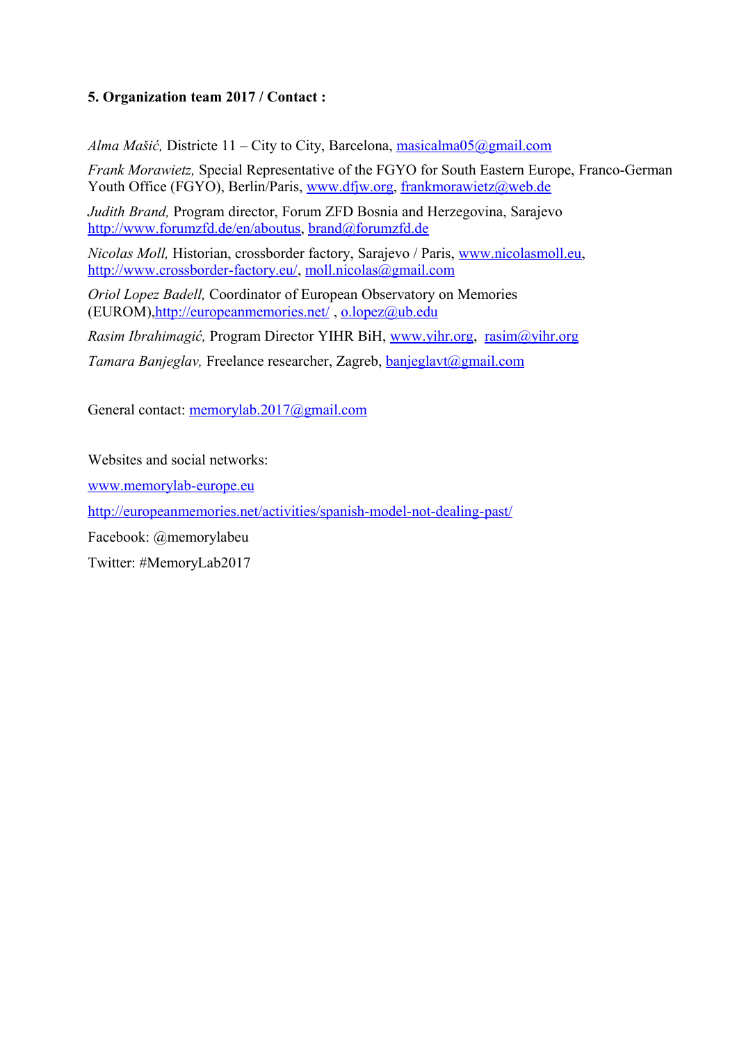**5. Organization team 2017 / Contact :**

*Alma Mašić,* Districte 11 – City to City, Barcelona, masicalma05@gmail.com

*Frank Morawietz,* Special Representative of the FGYO for South Eastern Europe, Franco-German Youth Office (FGYO), Berlin/Paris, www.dfjw.org, frankmorawietz@web.de

*Judith Brand,* Program director, Forum ZFD Bosnia and Herzegovina, Sarajevo http://www.forumzfd.de/en/aboutus, brand@forumzfd.de

*Nicolas Moll,* Historian, crossborder factory, Sarajevo / Paris, www.nicolasmoll.eu, http://www.crossborder-factory.eu/, moll.nicolas@gmail.com

*Oriol Lopez Badell,* Coordinator of European Observatory on Memories (EUROM),http://europeanmemories.net/ , o.lopez@ub.edu

*Rasim Ibrahimagić,* Program Director YIHR BiH, www.yihr.org, rasim@yihr.org

*Tamara Banjeglav,* Freelance researcher, Zagreb, banjeglavt@gmail.com

General contact: memorylab.2017@gmail.com

Websites and social networks:

www.memorylab-europe.eu

http://europeanmemories.net/activities/spanish-model-not-dealing-past/

Facebook: @memorylabeu

Twitter: #MemoryLab2017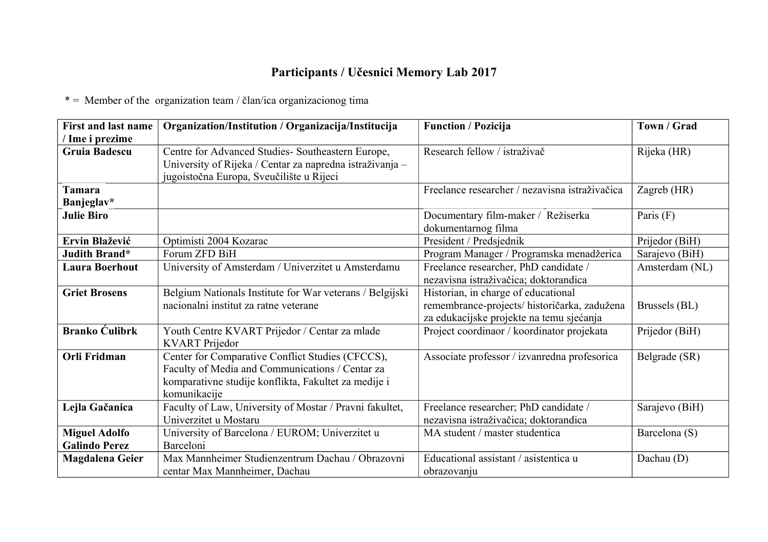# Participants / Učesnici Memory Lab 2017

* =  Member of the  organization team / član/ica organizacionog tima

| First and last name / Ime i prezime | Organization/Institution / Organizacija/Institucija | Function / Pozicija | Town / Grad |
|---|---|---|---|
| **Gruia Badescu** | Centre for Advanced Studies- Southeastern Europe, University of Rijeka / Centar za napredna istraživanja – jugoistočna Europa, Sveučilište u Rijeci | Research fellow / istraživač | Rijeka (HR) |
| **Tamara Banjeglav*** | | Freelance researcher / nezavisna istraživačica | Zagreb (HR) |
| **Julie Biro** | | Documentary film-maker / Režiserka dokumentarnog filma | Paris (F) |
| **Ervin Blažević** | Optimisti 2004 Kozarac | President / Predsjednik | Prijedor (BiH) |
| **Judith Brand*** | Forum ZFD BiH | Program Manager / Programska menadžerica | Sarajevo (BiH) |
| **Laura Boerhout** | University of Amsterdam / Univerzitet u Amsterdamu | Freelance researcher, PhD candidate / nezavisna istraživačica; doktorandica | Amsterdam (NL) |
| **Griet Brosens** | Belgium Nationals Institute for War veterans / Belgijski nacionalni institut za ratne veterane | Historian, in charge of educational remembrance-projects/ historičarka, zadužena za edukacijske projekte na temu sjećanja | Brussels (BL) |
| **Branko Ćulibrk** | Youth Centre KVART Prijedor / Centar za mlade KVART Prijedor | Project coordinaor / koordinator projekata | Prijedor (BiH) |
| **Orli Fridman** | Center for Comparative Conflict Studies (CFCCS), Faculty of Media and Communications / Centar za komparativne studije konflikta, Fakultet za medije i komunikacije | Associate professor / izvanredna profesorica | Belgrade (SR) |
| **Lejla Gačanica** | Faculty of Law, University of Mostar / Pravni fakultet, Univerzitet u Mostaru | Freelance researcher; PhD candidate / nezavisna istraživačica; doktorandica | Sarajevo (BiH) |
| **Miguel Adolfo Galindo Perez** | University of Barcelona / EUROM; Univerzitet u Barceloni | MA student / master studentica | Barcelona (S) |
| **Magdalena Geier** | Max Mannheimer Studienzentrum Dachau / Obrazovni centar Max Mannheimer, Dachau | Educational assistant / asistentica u obrazovanju | Dachau (D) |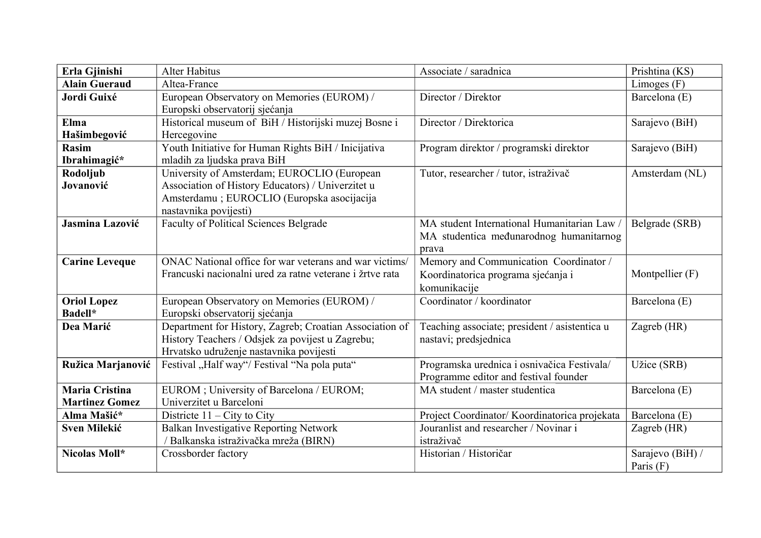| **Erla Gjinishi** | Alter Habitus | Associate / saradnica | Prishtina (KS) |
|---|---|---|---|
| **Alain Gueraud** | Altea-France | | Limoges (F) |
| **Jordi Guixé** | European Observatory on Memories (EUROM) / Europski observatorij sjećanja | Director / Direktor | Barcelona (E) |
| **Elma Hašimbegović** | Historical museum of BiH / Historijski muzej Bosne i Hercegovine | Director / Direktorica | Sarajevo (BiH) |
| **Rasim Ibrahimagić*** | Youth Initiative for Human Rights BiH / Inicijativa mladih za ljudska prava BiH | Program direktor / programski direktor | Sarajevo (BiH) |
| **Rodoljub Jovanović** | University of Amsterdam; EUROCLIO (European Association of History Educators) / Univerzitet u Amsterdamu ; EUROCLIO (Europska asocijacija nastavnika povijesti) | Tutor, researcher / tutor, istraživač | Amsterdam (NL) |
| **Jasmina Lazović** | Faculty of Political Sciences Belgrade | MA student International Humanitarian Law / MA studentica međunarodnog humanitarnog prava | Belgrade (SRB) |
| **Carine Leveque** | ONAC National office for war veterans and war victims/ Francuski nacionalni ured za ratne veterane i žrtve rata | Memory and Communication Coordinator / Koordinatorica programa sjećanja i komunikacije | Montpellier (F) |
| **Oriol Lopez Badell*** | European Observatory on Memories (EUROM) / Europski observatorij sjećanja | Coordinator / koordinator | Barcelona (E) |
| **Dea Marić** | Department for History, Zagreb; Croatian Association of History Teachers / Odsjek za povijest u Zagrebu; Hrvatsko udruženje nastavnika povijesti | Teaching associate; president / asistentica u nastavi; predsjednica | Zagreb (HR) |
| **Ružica Marjanović** | Festival „Half way"/ Festival "Na pola puta" | Programska urednica i osnivačica Festivala/ Programme editor and festival founder | Užice (SRB) |
| **Maria Cristina Martinez Gomez** | EUROM ; University of Barcelona / EUROM; Univerzitet u Barceloni | MA student / master studentica | Barcelona (E) |
| **Alma Mašić*** | Districte 11 – City to City | Project Coordinator/ Koordinatorica projekata | Barcelona (E) |
| **Sven Milekić** | Balkan Investigative Reporting Network / Balkanska istraživačka mreža (BIRN) | Jouranlist and researcher / Novinar i istraživač | Zagreb (HR) |
| **Nicolas Moll*** | Crossborder factory | Historian / Historičar | Sarajevo (BiH) / Paris (F) |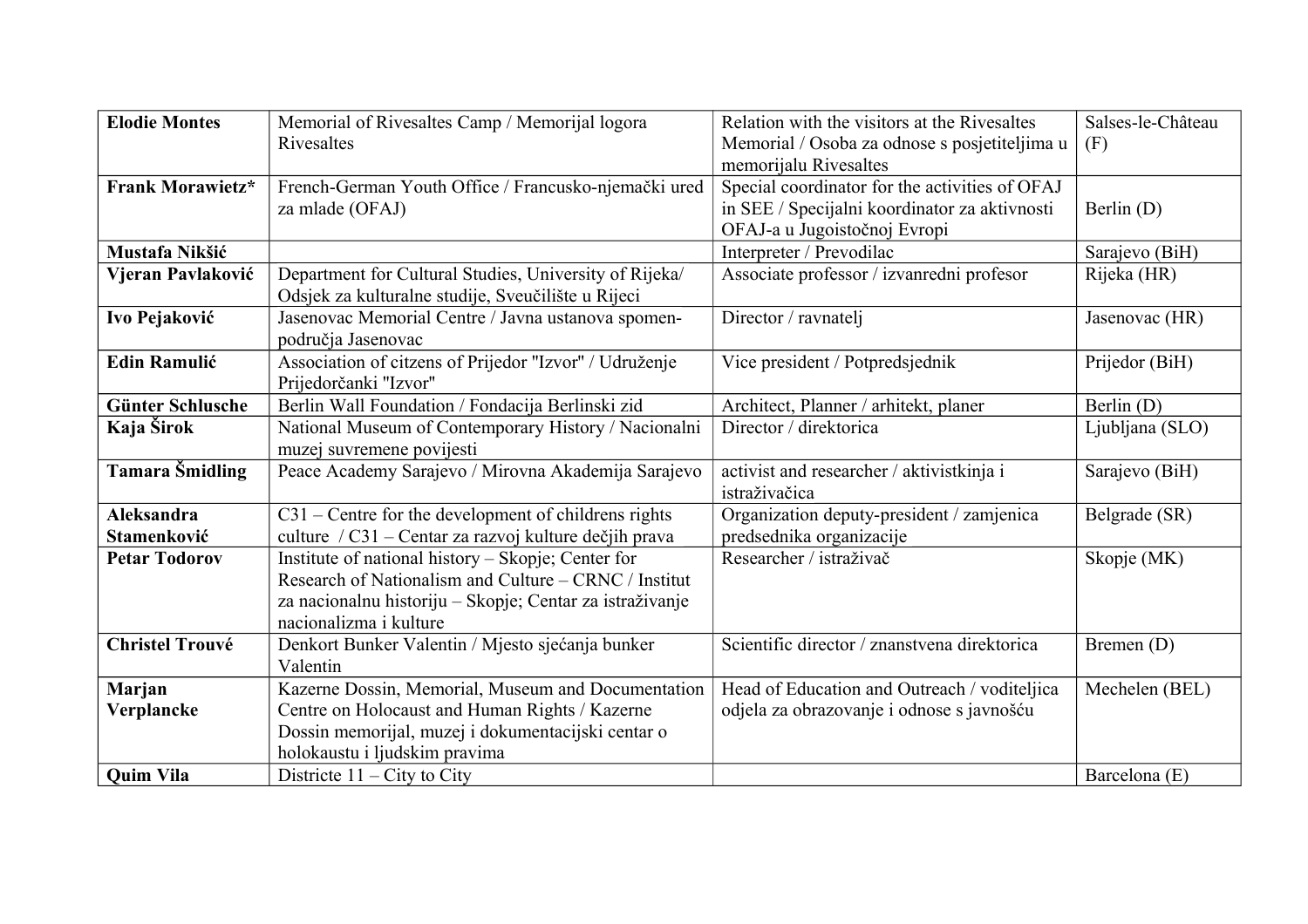| | | | |
|---|---|---|---|
| **Elodie Montes** | Memorial of Rivesaltes Camp / Memorijal logora Rivesaltes | Relation with the visitors at the Rivesaltes Memorial / Osoba za odnose s posjetiteljima u memorijalu Rivesaltes | Salses-le-Château (F) |
| **Frank Morawietz*** | French-German Youth Office / Francusko-njemački ured za mlade (OFAJ) | Special coordinator for the activities of OFAJ in SEE / Specijalni koordinator za aktivnosti OFAJ-a u Jugoistočnoj Evropi | Berlin (D) |
| **Mustafa Nikšić** | | Interpreter / Prevodilac | Sarajevo (BiH) |
| **Vjeran Pavlaković** | Department for Cultural Studies, University of Rijeka/ Odsjek za kulturalne studije, Sveučilište u Rijeci | Associate professor / izvanredni profesor | Rijeka (HR) |
| **Ivo Pejaković** | Jasenovac Memorial Centre / Javna ustanova spomen-područja Jasenovac | Director / ravnatelj | Jasenovac (HR) |
| **Edin Ramulić** | Association of citzens of Prijedor "Izvor" / Udruženje Prijedorčanki "Izvor" | Vice president / Potpredsjednik | Prijedor (BiH) |
| **Günter Schlusche** | Berlin Wall Foundation / Fondacija Berlinski zid | Architect, Planner / arhitekt, planer | Berlin (D) |
| **Kaja Širok** | National Museum of Contemporary History / Nacionalni muzej suvremene povijesti | Director / direktorica | Ljubljana (SLO) |
| **Tamara Šmidling** | Peace Academy Sarajevo / Mirovna Akademija Sarajevo | activist and researcher / aktivistkinja i istraživačica | Sarajevo (BiH) |
| **Aleksandra Stamenković** | C31 – Centre for the development of childrens rights culture / C31 – Centar za razvoj kulture dečjih prava | Organization deputy-president / zamjenica predsednika organizacije | Belgrade (SR) |
| **Petar Todorov** | Institute of national history – Skopje; Center for Research of Nationalism and Culture – CRNC / Institut za nacionalnu historiju – Skopje; Centar za istraživanje nacionalizma i kulture | Researcher / istraživač | Skopje (MK) |
| **Christel Trouvé** | Denkort Bunker Valentin / Mjesto sjećanja bunker Valentin | Scientific director / znanstvena direktorica | Bremen (D) |
| **Marjan Verplancke** | Kazerne Dossin, Memorial, Museum and Documentation Centre on Holocaust and Human Rights / Kazerne Dossin memorijal, muzej i dokumentacijski centar o holokaustu i ljudskim pravima | Head of Education and Outreach / voditeljica odjela za obrazovanje i odnose s javnošću | Mechelen (BEL) |
| **Quim Vila** | Districte 11 – City to City | | Barcelona (E) |